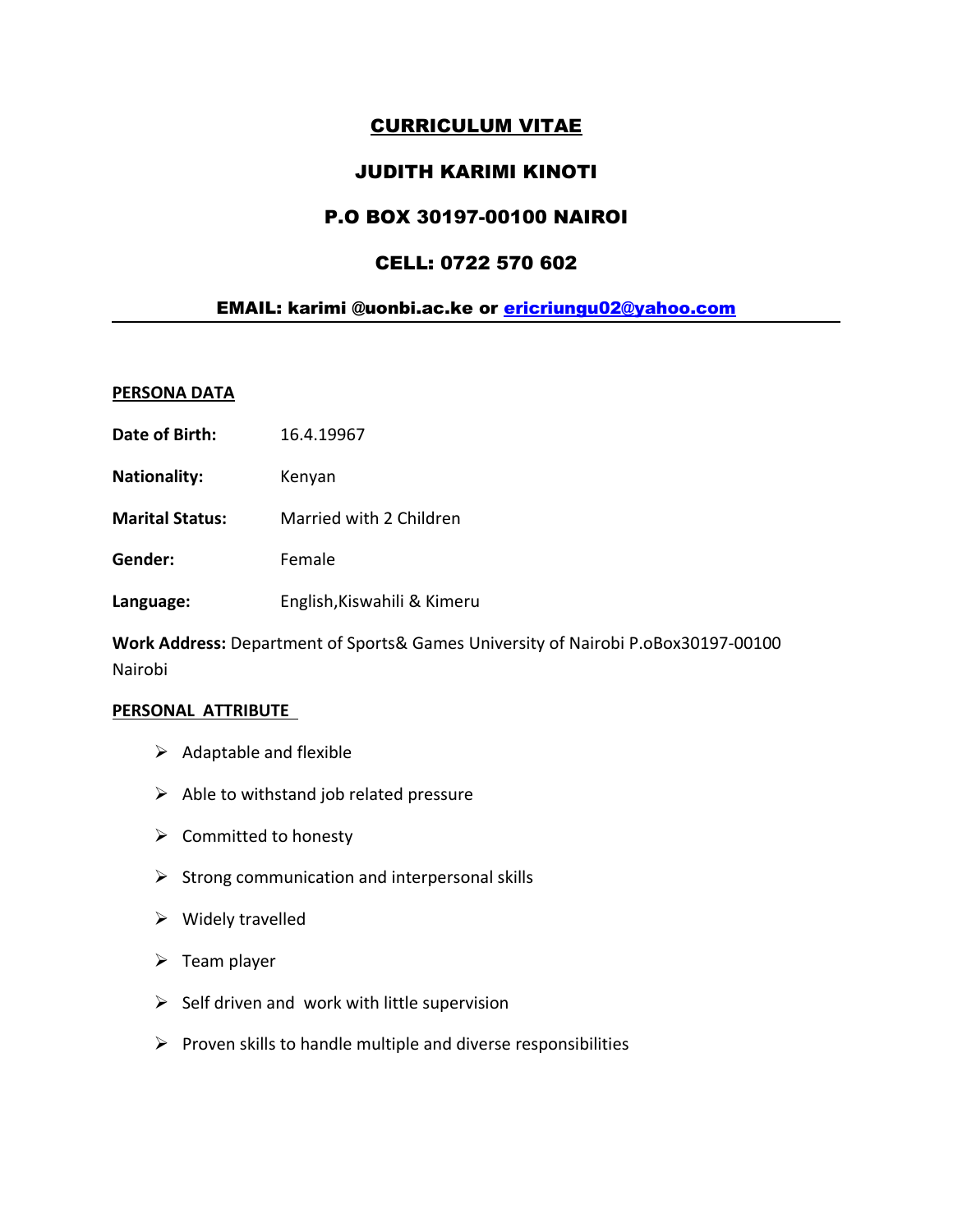# CURRICULUM VITAE

## JUDITH KARIMI KINOTI

## P.O BOX 30197-00100 NAIROI

## CELL: 0722 570 602

**EMAIL: karimi @uonbi.ac.ke or [ericriungu02@yahoo.com](mailto:ericriungu02@yahoo.com)**

---

### PERSONA DATA

**Date of Birth:** 16.4.19967

**Nationality:** Kenyan

**Marital Status:** Married with 2 Children

**Gender:** Female

**Language:** English,Kiswahili & Kimeru

**Work Address:** Department of Sports& Games University of Nairobi P.oBox30197-00100 Nairobi

### PERSONAL ATTRIBUTE

- Adaptable and flexible
- Able to withstand job related pressure
- Committed to honesty
- Strong communication and interpersonal skills
- Widely travelled
- Team player
- Self driven and work with little supervision
- Proven skills to handle multiple and diverse responsibilities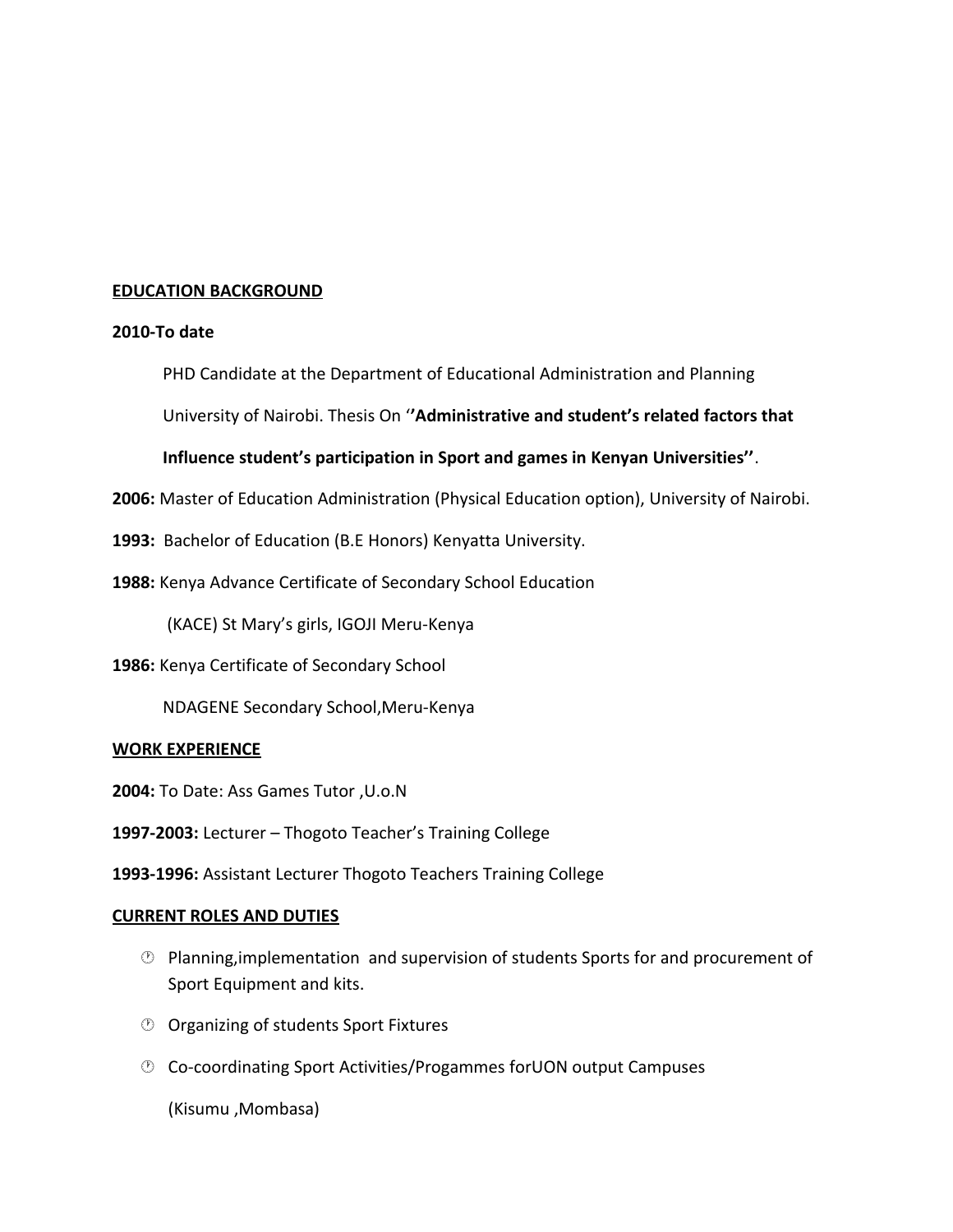**EDUCATION BACKGROUND**

**2010-To date**

PHD Candidate at the Department of Educational Administration and Planning University of Nairobi. Thesis On ‘’**Administrative and student's related factors that Influence student's participation in Sport and games in Kenyan Universities’’**.

**2006:** Master of Education Administration (Physical Education option), University of Nairobi.

**1993:** Bachelor of Education (B.E Honors) Kenyatta University.

**1988:** Kenya Advance Certificate of Secondary School Education (KACE) St Mary's girls, IGOJI Meru-Kenya

**1986:** Kenya Certificate of Secondary School NDAGENE Secondary School,Meru-Kenya

**WORK EXPERIENCE**

**2004:** To Date: Ass Games Tutor ,U.o.N

**1997-2003:** Lecturer – Thogoto Teacher's Training College

**1993-1996:** Assistant Lecturer Thogoto Teachers Training College

**CURRENT ROLES AND DUTIES**

- Planning,implementation and supervision of students Sports for and procurement of Sport Equipment and kits.
- Organizing of students Sport Fixtures
- Co-coordinating Sport Activities/Progammes forUON output Campuses (Kisumu ,Mombasa)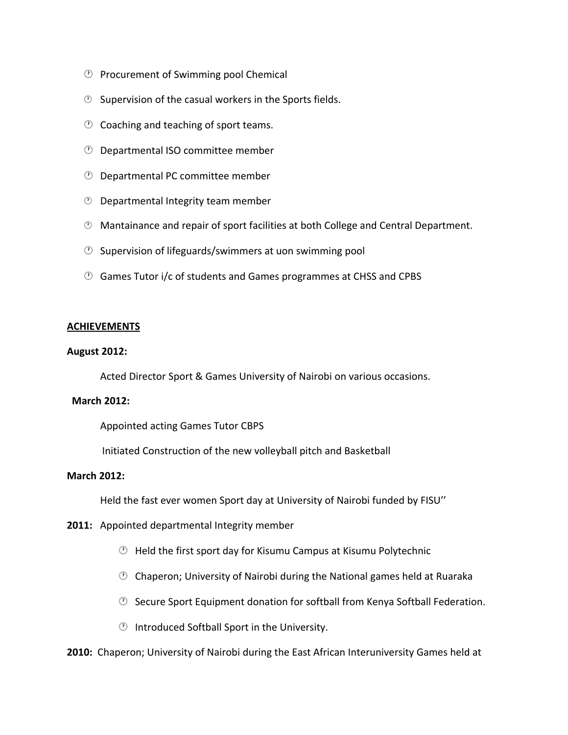- Procurement of Swimming pool Chemical
- Supervision of the casual workers in the Sports fields.
- Coaching and teaching of sport teams.
- Departmental ISO committee member
- Departmental PC committee member
- Departmental Integrity team member
- Mantainance and repair of sport facilities at both College and Central Department.
- Supervision of lifeguards/swimmers at uon swimming pool
- Games Tutor i/c of students and Games programmes at CHSS and CPBS

## ACHIEVEMENTS

**August 2012:**

Acted Director Sport & Games University of Nairobi on various occasions.

**March 2012:**

Appointed acting Games Tutor CBPS

Initiated Construction of the new volleyball pitch and Basketball

**March 2012:**

Held the fast ever women Sport day at University of Nairobi funded by FISU''

**2011:** Appointed departmental Integrity member

- Held the first sport day for Kisumu Campus at Kisumu Polytechnic
- Chaperon; University of Nairobi during the National games held at Ruaraka
- Secure Sport Equipment donation for softball from Kenya Softball Federation.
- Introduced Softball Sport in the University.

**2010:** Chaperon; University of Nairobi during the East African Interuniversity Games held at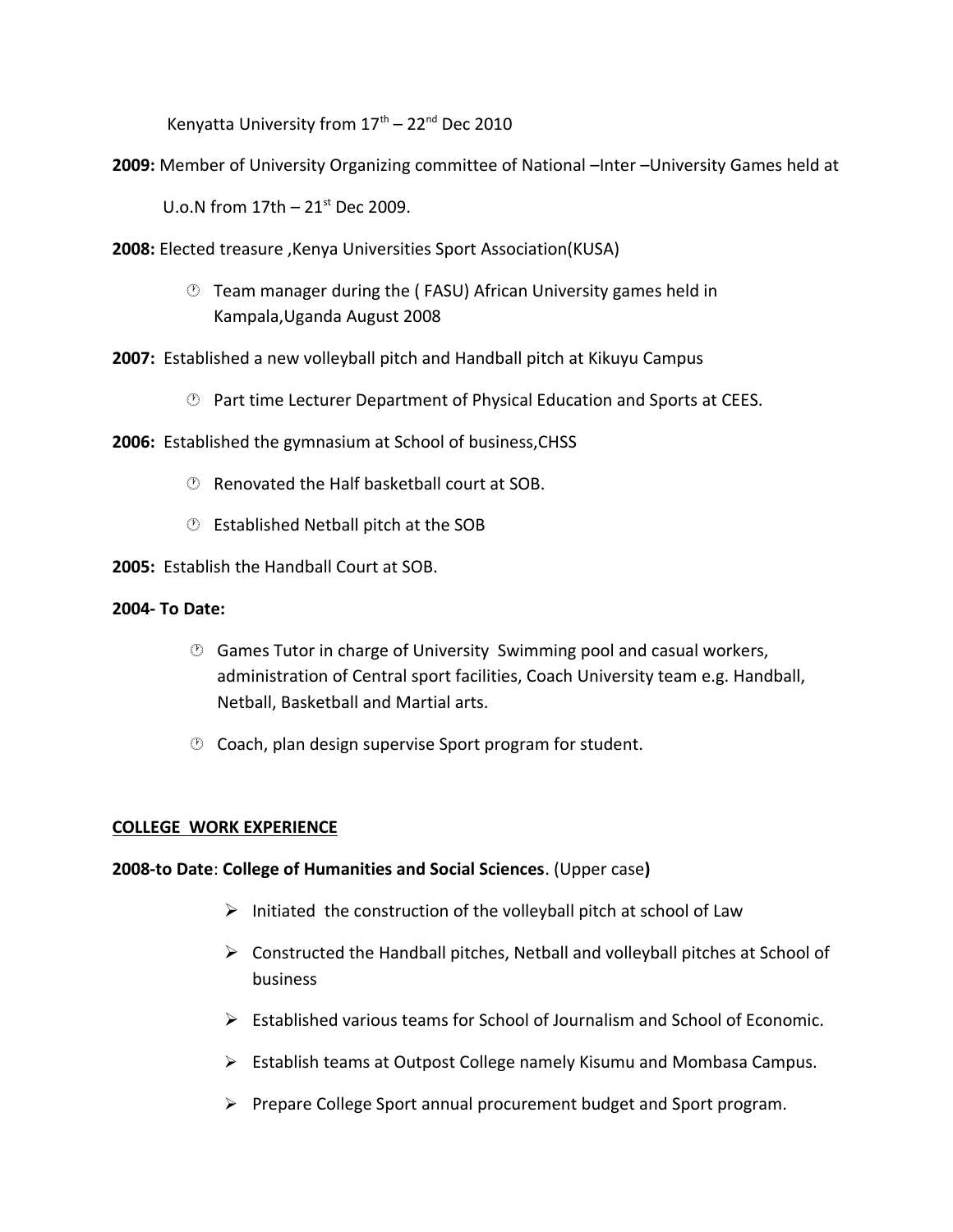Kenyatta University from 17th – 22nd Dec 2010

**2009:** Member of University Organizing committee of National –Inter –University Games held at U.o.N from 17th – 21st Dec 2009.

**2008:** Elected treasure ,Kenya Universities Sport Association(KUSA)

- Team manager during the ( FASU) African University games held in Kampala,Uganda August 2008

**2007:** Established a new volleyball pitch and Handball pitch at Kikuyu Campus

- Part time Lecturer Department of Physical Education and Sports at CEES.

**2006:** Established the gymnasium at School of business,CHSS

- Renovated the Half basketball court at SOB.
- Established Netball pitch at the SOB

**2005:** Establish the Handball Court at SOB.

**2004- To Date:**

- Games Tutor in charge of University Swimming pool and casual workers, administration of Central sport facilities, Coach University team e.g. Handball, Netball, Basketball and Martial arts.
- Coach, plan design supervise Sport program for student.

## COLLEGE WORK EXPERIENCE

**2008-to Date**: **College of Humanities and Social Sciences**. (Upper case**)**

- Initiated the construction of the volleyball pitch at school of Law
- Constructed the Handball pitches, Netball and volleyball pitches at School of business
- Established various teams for School of Journalism and School of Economic.
- Establish teams at Outpost College namely Kisumu and Mombasa Campus.
- Prepare College Sport annual procurement budget and Sport program.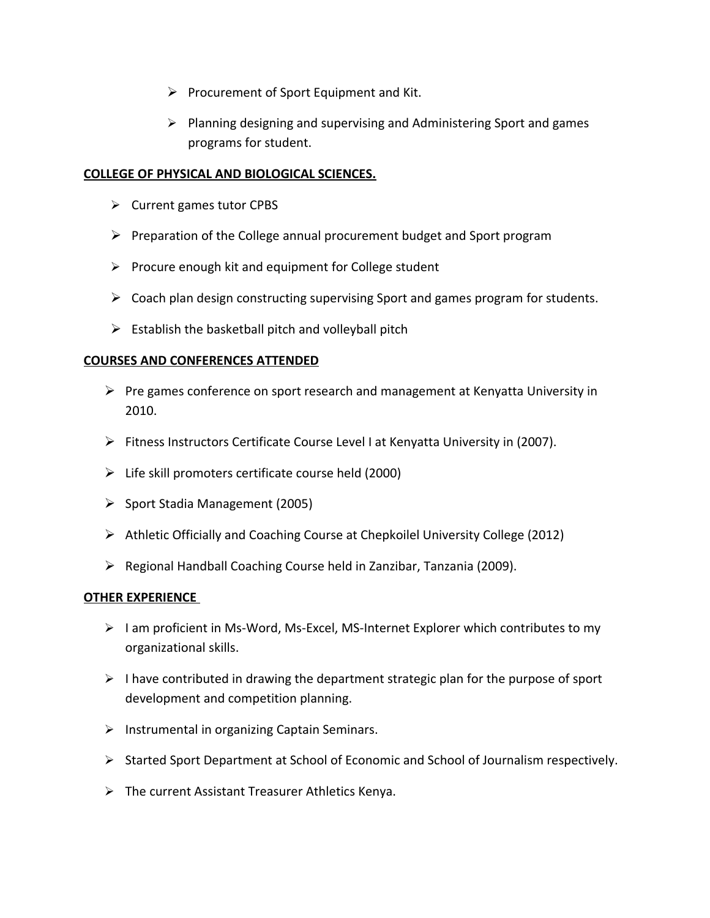- Procurement of Sport Equipment and Kit.
- Planning designing and supervising and Administering Sport and games programs for student.

**COLLEGE OF PHYSICAL AND BIOLOGICAL SCIENCES.**

- Current games tutor CPBS
- Preparation of the College annual procurement budget and Sport program
- Procure enough kit and equipment for College student
- Coach plan design constructing supervising Sport and games program for students.
- Establish the basketball pitch and volleyball pitch

**COURSES AND CONFERENCES ATTENDED**

- Pre games conference on sport research and management at Kenyatta University in 2010.
- Fitness Instructors Certificate Course Level I at Kenyatta University in (2007).
- Life skill promoters certificate course held (2000)
- Sport Stadia Management (2005)
- Athletic Officially and Coaching Course at Chepkoilel University College (2012)
- Regional Handball Coaching Course held in Zanzibar, Tanzania (2009).

**OTHER EXPERIENCE**

- I am proficient in Ms-Word, Ms-Excel, MS-Internet Explorer which contributes to my organizational skills.
- I have contributed in drawing the department strategic plan for the purpose of sport development and competition planning.
- Instrumental in organizing Captain Seminars.
- Started Sport Department at School of Economic and School of Journalism respectively.
- The current Assistant Treasurer Athletics Kenya.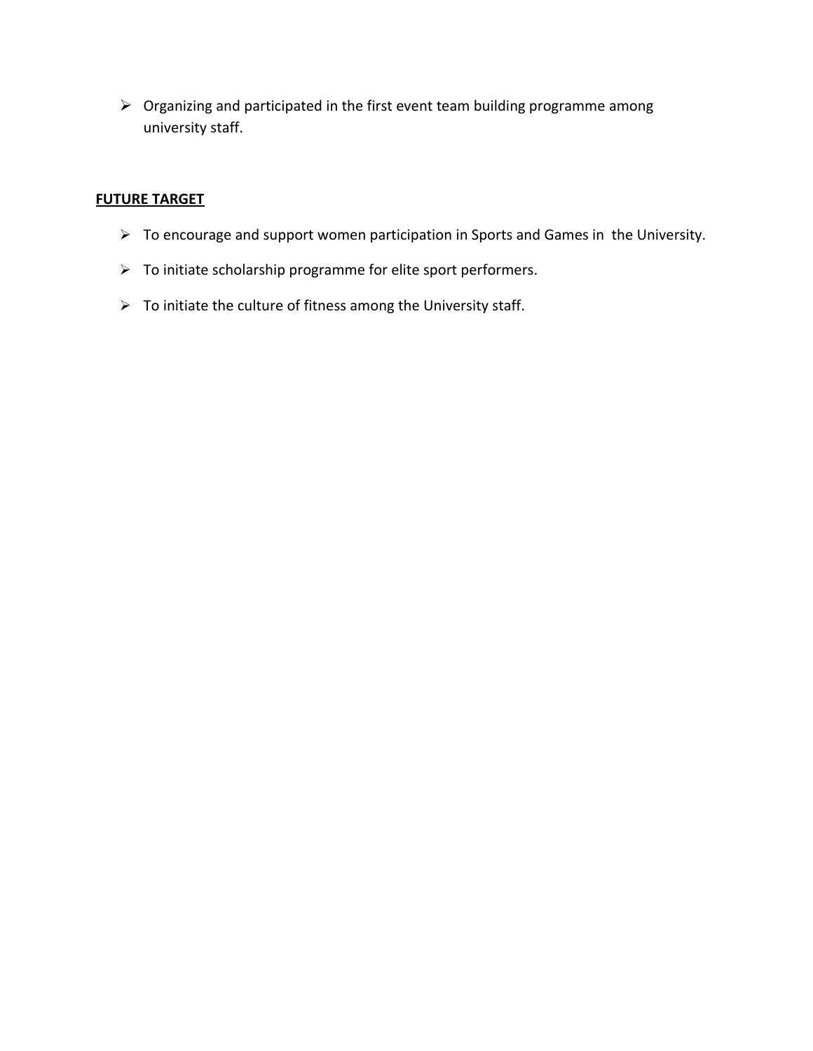- Organizing and participated in the first event team building programme among university staff.

**FUTURE TARGET**

- To encourage and support women participation in Sports and Games in the University.
- To initiate scholarship programme for elite sport performers.
- To initiate the culture of fitness among the University staff.